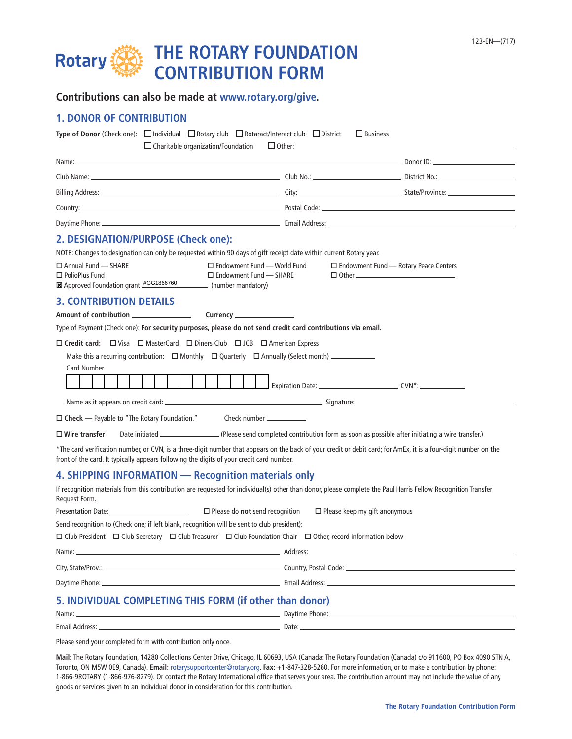123-EN—(717)

# Rotary THE ROTARY FOUNDATION CONTRIBUTION FORM

**Contributions can also be made at www.rotary.org/give.**

## 1. DONOR OF CONTRIBUTION

**Type of Donor** (Check one): ☐ Individual ☐ Rotary club ☐ Rotaract/Interact club ☐ District ☐ Business ☐ Charitable organization/Foundation ☐ Other: ______________________

Name: ______________________ Donor ID: ______________________

Club Name: ______________________ Club No.: ______________________ District No.: ______________________

Billing Address: ______________________ City: ______________________ State/Province: ______________________

Country: ______________________ Postal Code: ______________________

Daytime Phone: ______________________ Email Address: ______________________

## 2. DESIGNATION/PURPOSE (Check one):

NOTE: Changes to designation can only be requested within 90 days of gift receipt date within current Rotary year.

☐ Annual Fund — SHARE
☐ PolioPlus Fund
☒ Approved Foundation grant #GG1866760 (number mandatory)
☐ Endowment Fund — World Fund
☐ Endowment Fund — SHARE
☐ Endowment Fund — Rotary Peace Centers
☐ Other ______________________

## 3. CONTRIBUTION DETAILS

**Amount of contribution** ______________ **Currency** ______________

Type of Payment (Check one): **For security purposes, please do not send credit card contributions via email.**

☐ **Credit card:** ☐ Visa ☐ MasterCard ☐ Diners Club ☐ JCB ☐ American Express

Make this a recurring contribution: ☐ Monthly ☐ Quarterly ☐ Annually (Select month) ______________

Card Number

| | | | | | | | | | | | | | | | |
|---|---|---|---|---|---|---|---|---|---|---|---|---|---|---|---|

Expiration Date: ______________ CVN*: ______________

Name as it appears on credit card: ______________________ Signature: ______________________

☐ **Check** — Payable to "The Rotary Foundation." Check number ______________

☐ **Wire transfer** Date initiated ______________ (Please send completed contribution form as soon as possible after initiating a wire transfer.)

*The card verification number, or CVN, is a three-digit number that appears on the back of your credit or debit card; for AmEx, it is a four-digit number on the front of the card. It typically appears following the digits of your credit card number.

## 4. SHIPPING INFORMATION — Recognition materials only

If recognition materials from this contribution are requested for individual(s) other than donor, please complete the Paul Harris Fellow Recognition Transfer Request Form.

Presentation Date: ______________ ☐ Please do **not** send recognition ☐ Please keep my gift anonymous

Send recognition to (Check one; if left blank, recognition will be sent to club president):

☐ Club President ☐ Club Secretary ☐ Club Treasurer ☐ Club Foundation Chair ☐ Other, record information below

Name: ______________________ Address: ______________________

City, State/Prov.: ______________________ Country, Postal Code: ______________________

Daytime Phone: ______________________ Email Address: ______________________

## 5. INDIVIDUAL COMPLETING THIS FORM (if other than donor)

Name: ______________________ Daytime Phone: ______________________

Email Address: ______________________ Date: ______________________

Please send your completed form with contribution only once.

**Mail:** The Rotary Foundation, 14280 Collections Center Drive, Chicago, IL 60693, USA (Canada: The Rotary Foundation (Canada) c/o 911600, PO Box 4090 STN A, Toronto, ON M5W 0E9, Canada). **Email:** rotarysupportcenter@rotary.org. **Fax:** +1-847-328-5260. For more information, or to make a contribution by phone: 1-866-9ROTARY (1-866-976-8279). Or contact the Rotary International office that serves your area. The contribution amount may not include the value of any goods or services given to an individual donor in consideration for this contribution.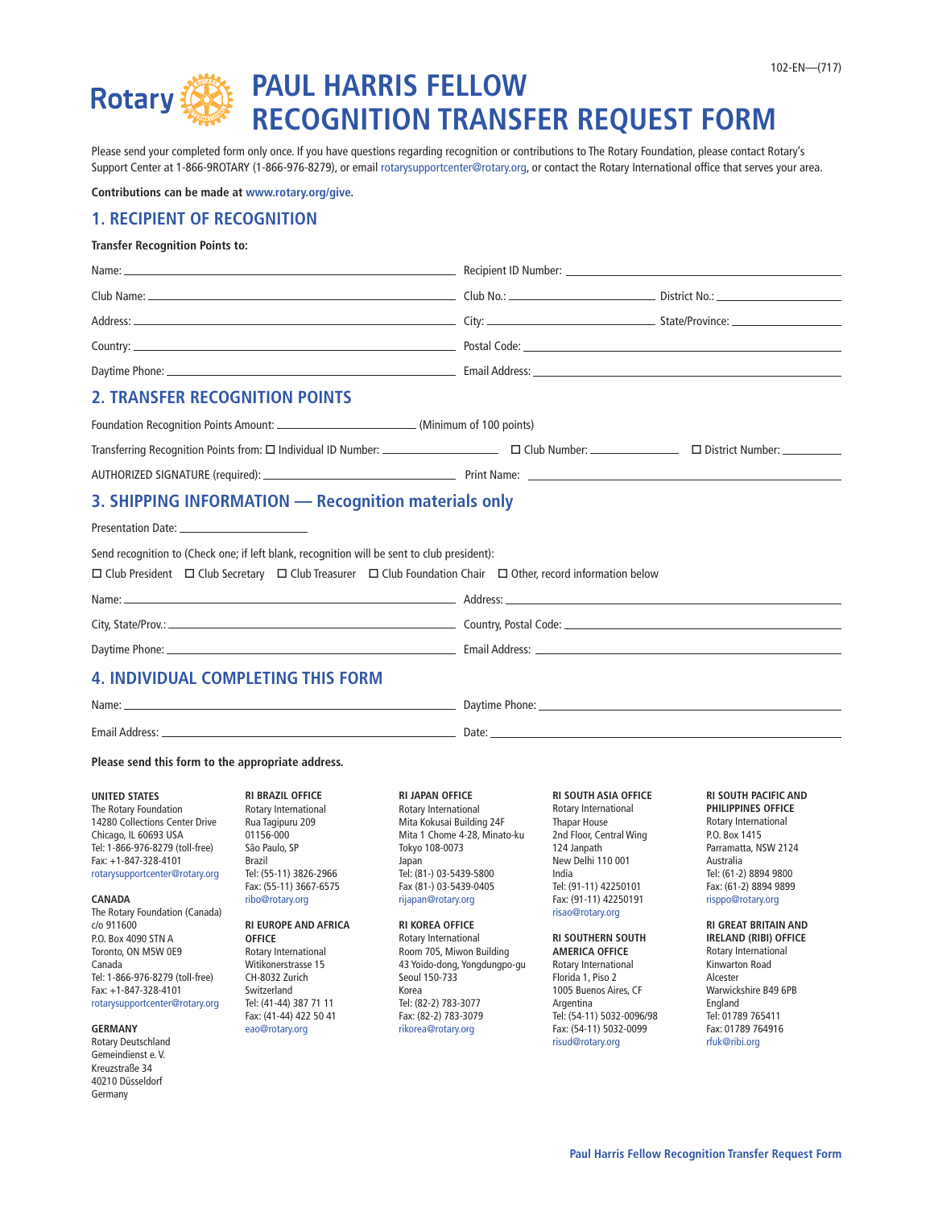102-EN—(717)

# PAUL HARRIS FELLOW RECOGNITION TRANSFER REQUEST FORM

Please send your completed form only once. If you have questions regarding recognition or contributions to The Rotary Foundation, please contact Rotary's Support Center at 1-866-9ROTARY (1-866-976-8279), or email rotarysupportcenter@rotary.org, or contact the Rotary International office that serves your area.

**Contributions can be made at www.rotary.org/give.**

## 1. RECIPIENT OF RECOGNITION

**Transfer Recognition Points to:**

Name: ____________________ Recipient ID Number: ____________________

Club Name: ____________________ Club No.: __________ District No.: __________

Address: ____________________ City: __________ State/Province: __________

Country: ____________________ Postal Code: ____________________

Daytime Phone: ____________________ Email Address: ____________________

## 2. TRANSFER RECOGNITION POINTS

Foundation Recognition Points Amount: __________ (Minimum of 100 points)

Transferring Recognition Points from: ☐ Individual ID Number: __________ ☐ Club Number: __________ ☐ District Number: __________

AUTHORIZED SIGNATURE (required): ____________________ Print Name: ____________________

## 3. SHIPPING INFORMATION — Recognition materials only

Presentation Date: __________

Send recognition to (Check one; if left blank, recognition will be sent to club president):

☐ Club President ☐ Club Secretary ☐ Club Treasurer ☐ Club Foundation Chair ☐ Other, record information below

Name: ____________________ Address: ____________________

City, State/Prov.: ____________________ Country, Postal Code: ____________________

Daytime Phone: ____________________ Email Address: ____________________

## 4. INDIVIDUAL COMPLETING THIS FORM

Name: ____________________ Daytime Phone: ____________________

Email Address: ____________________ Date: ____________________

**Please send this form to the appropriate address.**

**UNITED STATES**
The Rotary Foundation
14280 Collections Center Drive
Chicago, IL 60693 USA
Tel: 1-866-976-8279 (toll-free)
Fax: +1-847-328-4101
rotarysupportcenter@rotary.org

**CANADA**
The Rotary Foundation (Canada)
c/o 911600
P.O. Box 4090 STN A
Toronto, ON M5W 0E9
Canada
Tel: 1-866-976-8279 (toll-free)
Fax: +1-847-328-4101
rotarysupportcenter@rotary.org

**GERMANY**
Rotary Deutschland
Gemeindienst e. V.
Kreuzstraße 34
40210 Düsseldorf
Germany

**RI BRAZIL OFFICE**
Rotary International
Rua Tagipuru 209
01156-000
São Paulo, SP
Brazil
Tel: (55-11) 3826-2966
Fax: (55-11) 3667-6575
ribo@rotary.org

**RI EUROPE AND AFRICA OFFICE**
Rotary International
Witikonerstrasse 15
CH-8032 Zurich
Switzerland
Tel: (41-44) 387 71 11
Fax: (41-44) 422 50 41
eao@rotary.org

**RI JAPAN OFFICE**
Rotary International
Mita Kokusai Building 24F
Mita 1 Chome 4-28, Minato-ku
Tokyo 108-0073
Japan
Tel: (81-) 03-5439-5800
Fax (81-) 03-5439-0405
rijapan@rotary.org

**RI KOREA OFFICE**
Rotary International
Room 705, Miwon Building
43 Yoido-dong, Yongdungpo-gu
Seoul 150-733
Korea
Tel: (82-2) 783-3077
Fax: (82-2) 783-3079
rikorea@rotary.org

**RI SOUTH ASIA OFFICE**
Rotary International
Thapar House
2nd Floor, Central Wing
124 Janpath
New Delhi 110 001
India
Tel: (91-11) 42250101
Fax: (91-11) 42250191
risao@rotary.org

**RI SOUTHERN SOUTH AMERICA OFFICE**
Rotary International
Florida 1, Piso 2
1005 Buenos Aires, CF
Argentina
Tel: (54-11) 5032-0096/98
Fax: (54-11) 5032-0099
risud@rotary.org

**RI SOUTH PACIFIC AND PHILIPPINES OFFICE**
Rotary International
P.O. Box 1415
Parramatta, NSW 2124
Australia
Tel: (61-2) 8894 9800
Fax: (61-2) 8894 9899
risppo@rotary.org

**RI GREAT BRITAIN AND IRELAND (RIBI) OFFICE**
Rotary International
Kinwarton Road
Alcester
Warwickshire B49 6PB
England
Tel: 01789 765411
Fax: 01789 764916
rfuk@ribi.org